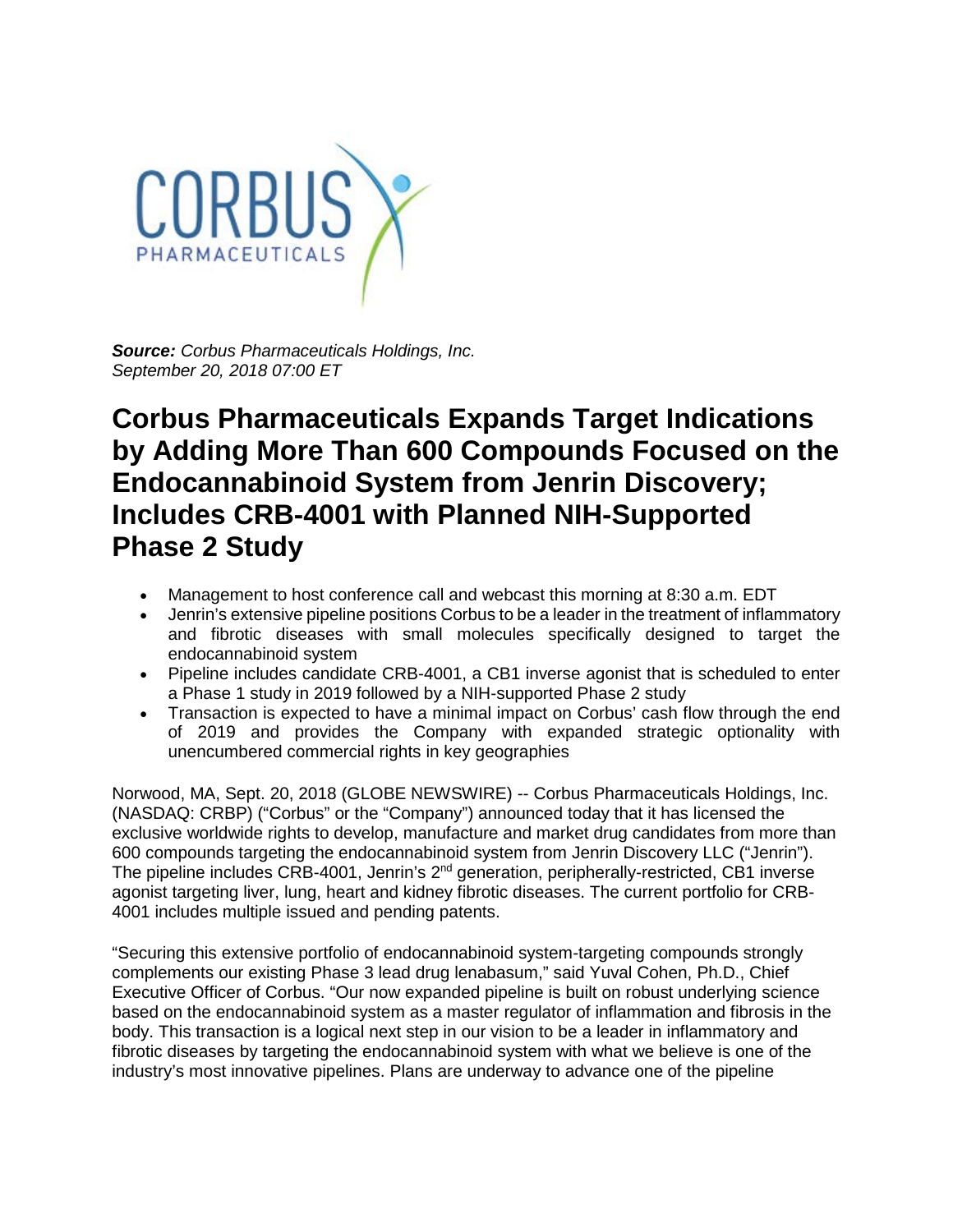***Source:*** *Corbus Pharmaceuticals Holdings, Inc.*
*September 20, 2018 07:00 ET*

# Corbus Pharmaceuticals Expands Target Indications by Adding More Than 600 Compounds Focused on the Endocannabinoid System from Jenrin Discovery; Includes CRB-4001 with Planned NIH-Supported Phase 2 Study

- Management to host conference call and webcast this morning at 8:30 a.m. EDT
- Jenrin's extensive pipeline positions Corbus to be a leader in the treatment of inflammatory and fibrotic diseases with small molecules specifically designed to target the endocannabinoid system
- Pipeline includes candidate CRB-4001, a CB1 inverse agonist that is scheduled to enter a Phase 1 study in 2019 followed by a NIH-supported Phase 2 study
- Transaction is expected to have a minimal impact on Corbus' cash flow through the end of 2019 and provides the Company with expanded strategic optionality with unencumbered commercial rights in key geographies

Norwood, MA, Sept. 20, 2018 (GLOBE NEWSWIRE) -- Corbus Pharmaceuticals Holdings, Inc. (NASDAQ: CRBP) ("Corbus" or the "Company") announced today that it has licensed the exclusive worldwide rights to develop, manufacture and market drug candidates from more than 600 compounds targeting the endocannabinoid system from Jenrin Discovery LLC ("Jenrin"). The pipeline includes CRB-4001, Jenrin's 2nd generation, peripherally-restricted, CB1 inverse agonist targeting liver, lung, heart and kidney fibrotic diseases. The current portfolio for CRB-4001 includes multiple issued and pending patents.

"Securing this extensive portfolio of endocannabinoid system-targeting compounds strongly complements our existing Phase 3 lead drug lenabasum," said Yuval Cohen, Ph.D., Chief Executive Officer of Corbus. "Our now expanded pipeline is built on robust underlying science based on the endocannabinoid system as a master regulator of inflammation and fibrosis in the body. This transaction is a logical next step in our vision to be a leader in inflammatory and fibrotic diseases by targeting the endocannabinoid system with what we believe is one of the industry's most innovative pipelines. Plans are underway to advance one of the pipeline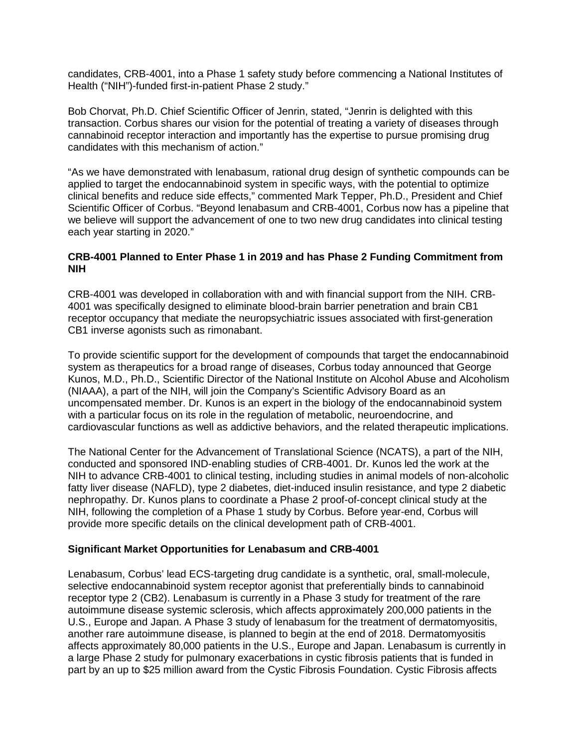candidates, CRB-4001, into a Phase 1 safety study before commencing a National Institutes of Health ("NIH")-funded first-in-patient Phase 2 study."

Bob Chorvat, Ph.D. Chief Scientific Officer of Jenrin, stated, "Jenrin is delighted with this transaction. Corbus shares our vision for the potential of treating a variety of diseases through cannabinoid receptor interaction and importantly has the expertise to pursue promising drug candidates with this mechanism of action."

"As we have demonstrated with lenabasum, rational drug design of synthetic compounds can be applied to target the endocannabinoid system in specific ways, with the potential to optimize clinical benefits and reduce side effects," commented Mark Tepper, Ph.D., President and Chief Scientific Officer of Corbus. "Beyond lenabasum and CRB-4001, Corbus now has a pipeline that we believe will support the advancement of one to two new drug candidates into clinical testing each year starting in 2020."

**CRB-4001 Planned to Enter Phase 1 in 2019 and has Phase 2 Funding Commitment from NIH**

CRB-4001 was developed in collaboration with and with financial support from the NIH. CRB-4001 was specifically designed to eliminate blood-brain barrier penetration and brain CB1 receptor occupancy that mediate the neuropsychiatric issues associated with first-generation CB1 inverse agonists such as rimonabant.

To provide scientific support for the development of compounds that target the endocannabinoid system as therapeutics for a broad range of diseases, Corbus today announced that George Kunos, M.D., Ph.D., Scientific Director of the National Institute on Alcohol Abuse and Alcoholism (NIAAA), a part of the NIH, will join the Company's Scientific Advisory Board as an uncompensated member. Dr. Kunos is an expert in the biology of the endocannabinoid system with a particular focus on its role in the regulation of metabolic, neuroendocrine, and cardiovascular functions as well as addictive behaviors, and the related therapeutic implications.

The National Center for the Advancement of Translational Science (NCATS), a part of the NIH, conducted and sponsored IND-enabling studies of CRB-4001. Dr. Kunos led the work at the NIH to advance CRB-4001 to clinical testing, including studies in animal models of non-alcoholic fatty liver disease (NAFLD), type 2 diabetes, diet-induced insulin resistance, and type 2 diabetic nephropathy. Dr. Kunos plans to coordinate a Phase 2 proof-of-concept clinical study at the NIH, following the completion of a Phase 1 study by Corbus. Before year-end, Corbus will provide more specific details on the clinical development path of CRB-4001.

**Significant Market Opportunities for Lenabasum and CRB-4001**

Lenabasum, Corbus' lead ECS-targeting drug candidate is a synthetic, oral, small-molecule, selective endocannabinoid system receptor agonist that preferentially binds to cannabinoid receptor type 2 (CB2). Lenabasum is currently in a Phase 3 study for treatment of the rare autoimmune disease systemic sclerosis, which affects approximately 200,000 patients in the U.S., Europe and Japan. A Phase 3 study of lenabasum for the treatment of dermatomyositis, another rare autoimmune disease, is planned to begin at the end of 2018. Dermatomyositis affects approximately 80,000 patients in the U.S., Europe and Japan. Lenabasum is currently in a large Phase 2 study for pulmonary exacerbations in cystic fibrosis patients that is funded in part by an up to $25 million award from the Cystic Fibrosis Foundation. Cystic Fibrosis affects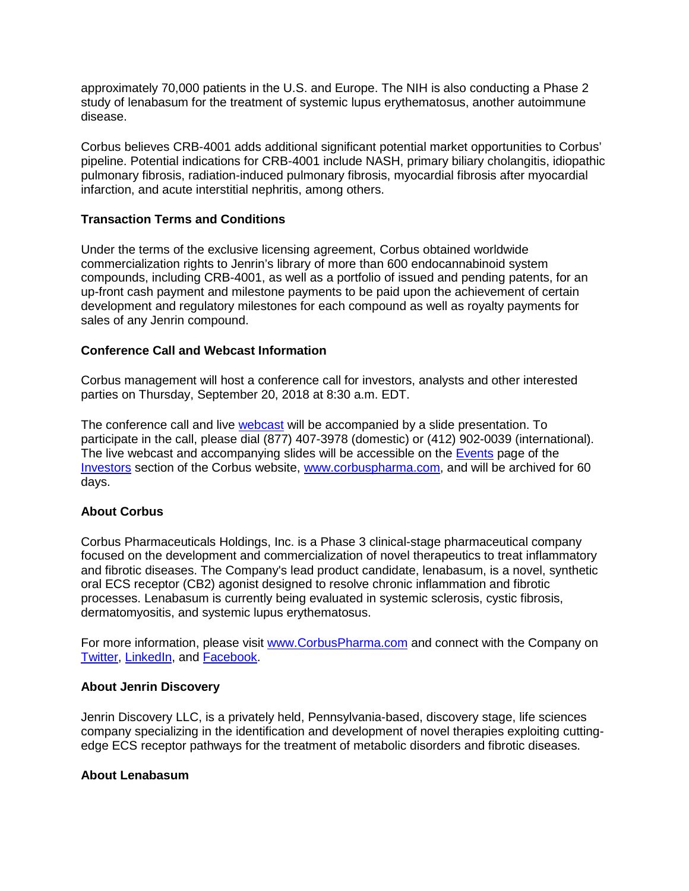approximately 70,000 patients in the U.S. and Europe. The NIH is also conducting a Phase 2 study of lenabasum for the treatment of systemic lupus erythematosus, another autoimmune disease.

Corbus believes CRB-4001 adds additional significant potential market opportunities to Corbus' pipeline. Potential indications for CRB-4001 include NASH, primary biliary cholangitis, idiopathic pulmonary fibrosis, radiation-induced pulmonary fibrosis, myocardial fibrosis after myocardial infarction, and acute interstitial nephritis, among others.

**Transaction Terms and Conditions**

Under the terms of the exclusive licensing agreement, Corbus obtained worldwide commercialization rights to Jenrin's library of more than 600 endocannabinoid system compounds, including CRB-4001, as well as a portfolio of issued and pending patents, for an up-front cash payment and milestone payments to be paid upon the achievement of certain development and regulatory milestones for each compound as well as royalty payments for sales of any Jenrin compound.

**Conference Call and Webcast Information**

Corbus management will host a conference call for investors, analysts and other interested parties on Thursday, September 20, 2018 at 8:30 a.m. EDT.

The conference call and live [webcast](#) will be accompanied by a slide presentation. To participate in the call, please dial (877) 407-3978 (domestic) or (412) 902-0039 (international). The live webcast and accompanying slides will be accessible on the [Events](#) page of the [Investors](#) section of the Corbus website, [www.corbuspharma.com](#), and will be archived for 60 days.

**About Corbus**

Corbus Pharmaceuticals Holdings, Inc. is a Phase 3 clinical-stage pharmaceutical company focused on the development and commercialization of novel therapeutics to treat inflammatory and fibrotic diseases. The Company's lead product candidate, lenabasum, is a novel, synthetic oral ECS receptor (CB2) agonist designed to resolve chronic inflammation and fibrotic processes. Lenabasum is currently being evaluated in systemic sclerosis, cystic fibrosis, dermatomyositis, and systemic lupus erythematosus.

For more information, please visit [www.CorbusPharma.com](#) and connect with the Company on [Twitter](#), [LinkedIn](#), and [Facebook](#).

**About Jenrin Discovery**

Jenrin Discovery LLC, is a privately held, Pennsylvania-based, discovery stage, life sciences company specializing in the identification and development of novel therapies exploiting cutting-edge ECS receptor pathways for the treatment of metabolic disorders and fibrotic diseases.

**About Lenabasum**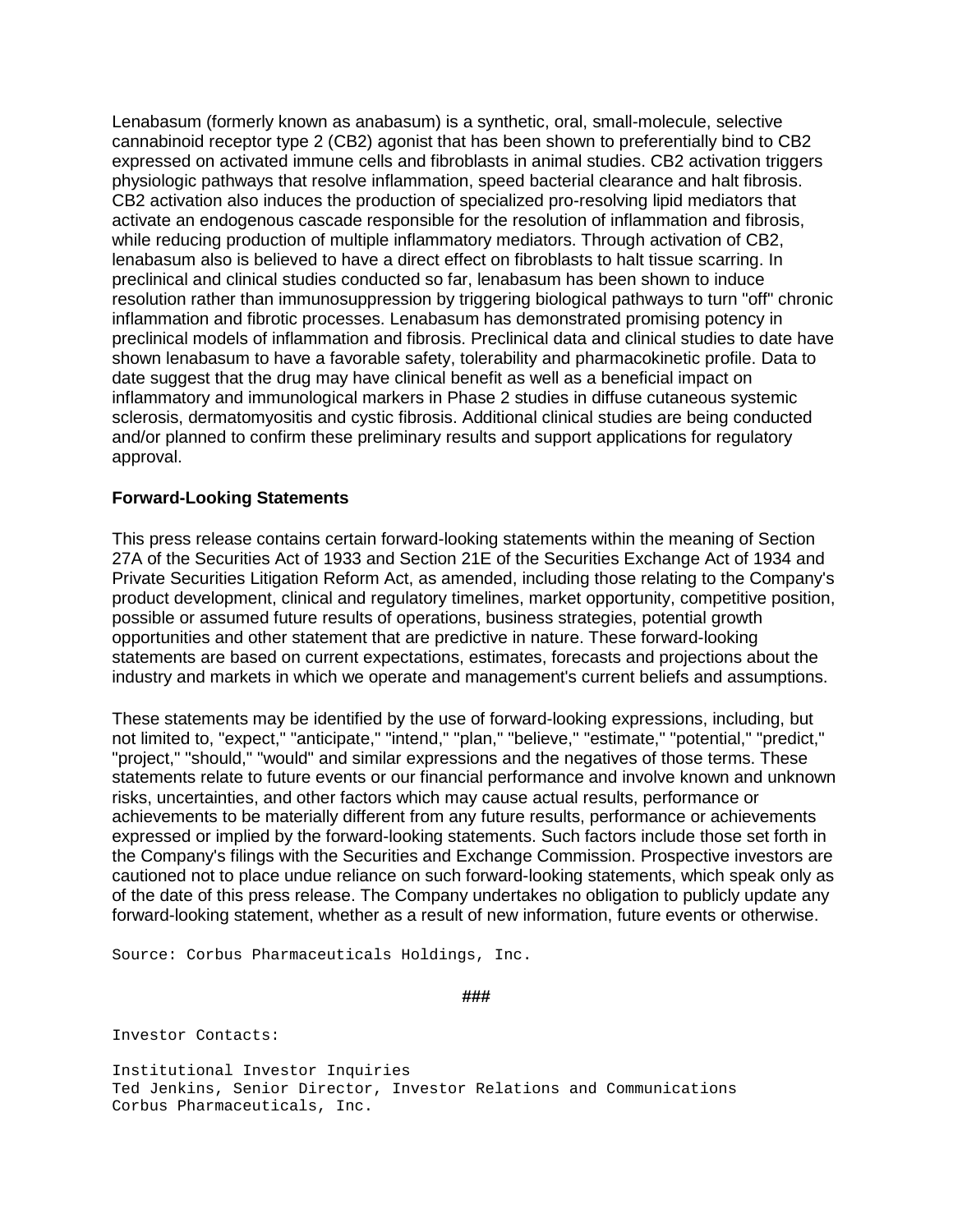Lenabasum (formerly known as anabasum) is a synthetic, oral, small-molecule, selective cannabinoid receptor type 2 (CB2) agonist that has been shown to preferentially bind to CB2 expressed on activated immune cells and fibroblasts in animal studies. CB2 activation triggers physiologic pathways that resolve inflammation, speed bacterial clearance and halt fibrosis. CB2 activation also induces the production of specialized pro-resolving lipid mediators that activate an endogenous cascade responsible for the resolution of inflammation and fibrosis, while reducing production of multiple inflammatory mediators. Through activation of CB2, lenabasum also is believed to have a direct effect on fibroblasts to halt tissue scarring. In preclinical and clinical studies conducted so far, lenabasum has been shown to induce resolution rather than immunosuppression by triggering biological pathways to turn "off" chronic inflammation and fibrotic processes. Lenabasum has demonstrated promising potency in preclinical models of inflammation and fibrosis. Preclinical data and clinical studies to date have shown lenabasum to have a favorable safety, tolerability and pharmacokinetic profile. Data to date suggest that the drug may have clinical benefit as well as a beneficial impact on inflammatory and immunological markers in Phase 2 studies in diffuse cutaneous systemic sclerosis, dermatomyositis and cystic fibrosis. Additional clinical studies are being conducted and/or planned to confirm these preliminary results and support applications for regulatory approval.

**Forward-Looking Statements**

This press release contains certain forward-looking statements within the meaning of Section 27A of the Securities Act of 1933 and Section 21E of the Securities Exchange Act of 1934 and Private Securities Litigation Reform Act, as amended, including those relating to the Company's product development, clinical and regulatory timelines, market opportunity, competitive position, possible or assumed future results of operations, business strategies, potential growth opportunities and other statement that are predictive in nature. These forward-looking statements are based on current expectations, estimates, forecasts and projections about the industry and markets in which we operate and management's current beliefs and assumptions.

These statements may be identified by the use of forward-looking expressions, including, but not limited to, "expect," "anticipate," "intend," "plan," "believe," "estimate," "potential," "predict," "project," "should," "would" and similar expressions and the negatives of those terms. These statements relate to future events or our financial performance and involve known and unknown risks, uncertainties, and other factors which may cause actual results, performance or achievements to be materially different from any future results, performance or achievements expressed or implied by the forward-looking statements. Such factors include those set forth in the Company's filings with the Securities and Exchange Commission. Prospective investors are cautioned not to place undue reliance on such forward-looking statements, which speak only as of the date of this press release. The Company undertakes no obligation to publicly update any forward-looking statement, whether as a result of new information, future events or otherwise.

Source: Corbus Pharmaceuticals Holdings, Inc.

###

Investor Contacts:

Institutional Investor Inquiries
Ted Jenkins, Senior Director, Investor Relations and Communications
Corbus Pharmaceuticals, Inc.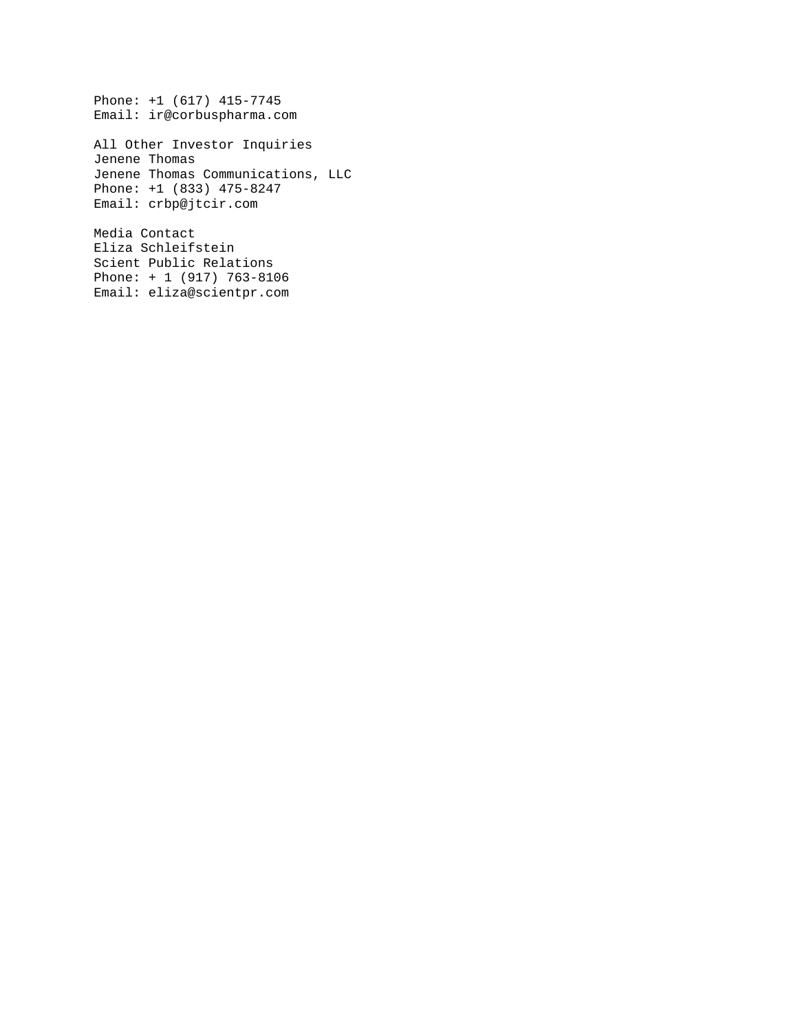Phone: +1 (617) 415-7745
Email: ir@corbuspharma.com

All Other Investor Inquiries
Jenene Thomas
Jenene Thomas Communications, LLC
Phone: +1 (833) 475-8247
Email: crbp@jtcir.com

Media Contact
Eliza Schleifstein
Scient Public Relations
Phone: + 1 (917) 763-8106
Email: eliza@scientpr.com